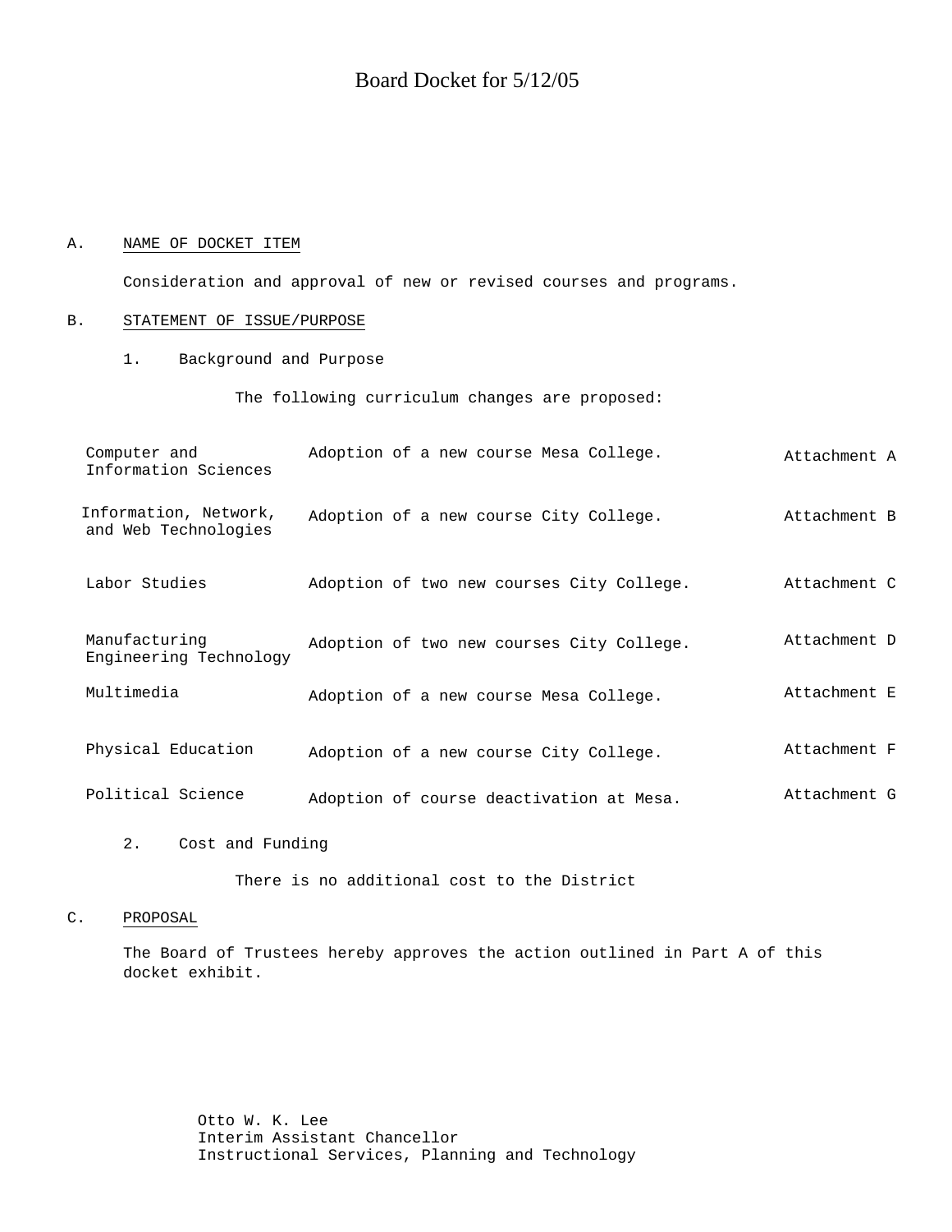# Board Docket for 5/12/05

A. NAME OF DOCKET ITEM

Consideration and approval of new or revised courses and programs.

B. STATEMENT OF ISSUE/PURPOSE

1. Background and Purpose

The following curriculum changes are proposed:

| | | |
|---|---|---|
| Computer and Information Sciences | Adoption of a new course Mesa College. | Attachment A |
| Information, Network, and Web Technologies | Adoption of a new course City College. | Attachment B |
| Labor Studies | Adoption of two new courses City College. | Attachment C |
| Manufacturing Engineering Technology | Adoption of two new courses City College. | Attachment D |
| Multimedia | Adoption of a new course Mesa College. | Attachment E |
| Physical Education | Adoption of a new course City College. | Attachment F |
| Political Science | Adoption of course deactivation at Mesa. | Attachment G |

2. Cost and Funding

There is no additional cost to the District

C. PROPOSAL

The Board of Trustees hereby approves the action outlined in Part A of this docket exhibit.

Otto W. K. Lee
Interim Assistant Chancellor
Instructional Services, Planning and Technology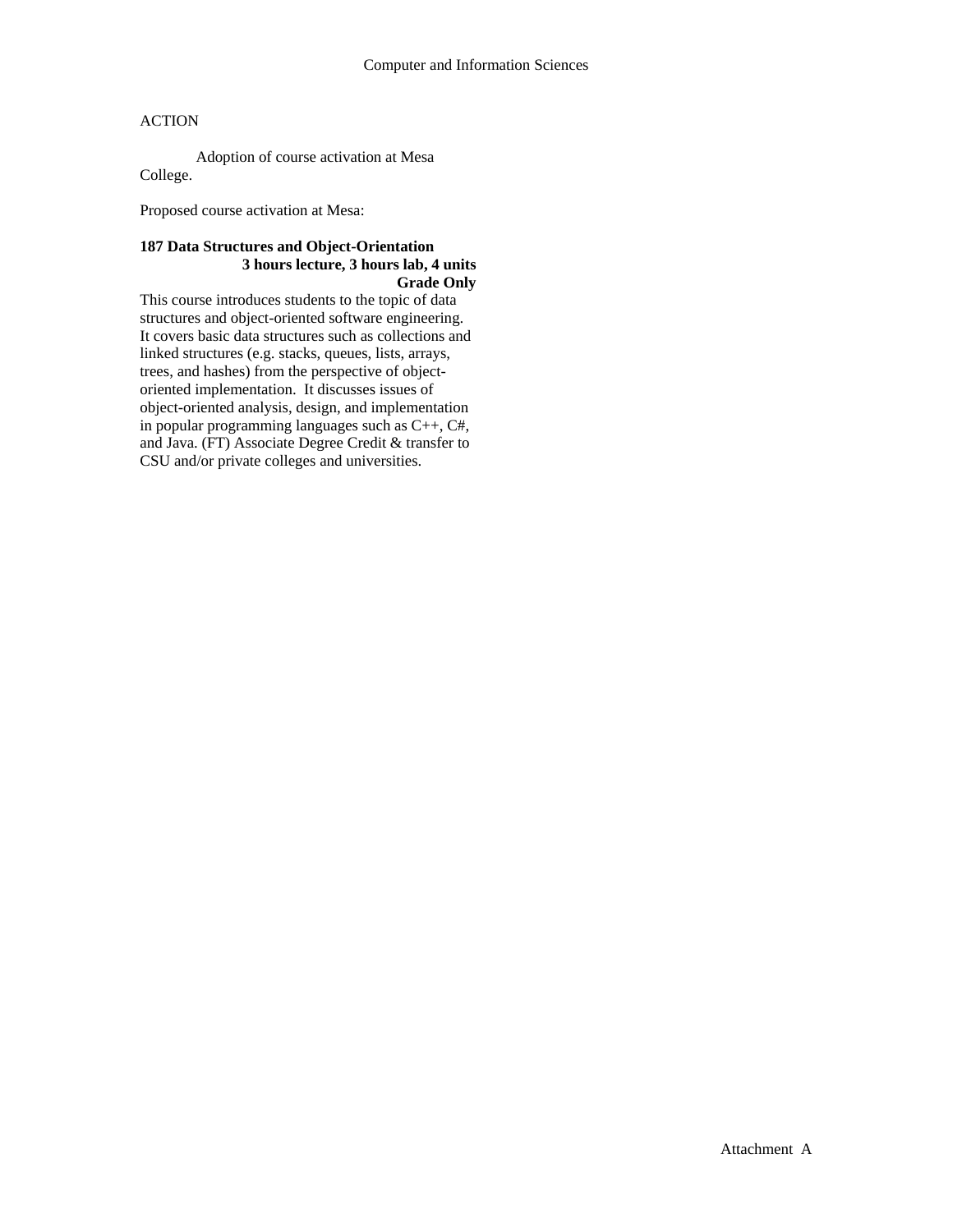Computer and Information Sciences

ACTION

Adoption of course activation at Mesa College.

Proposed course activation at Mesa:

**187 Data Structures and Object-Orientation**
**3 hours lecture, 3 hours lab, 4 units**
**Grade Only**

This course introduces students to the topic of data structures and object-oriented software engineering. It covers basic data structures such as collections and linked structures (e.g. stacks, queues, lists, arrays, trees, and hashes) from the perspective of object-oriented implementation. It discusses issues of object-oriented analysis, design, and implementation in popular programming languages such as C++, C#, and Java. (FT) Associate Degree Credit & transfer to CSU and/or private colleges and universities.

Attachment A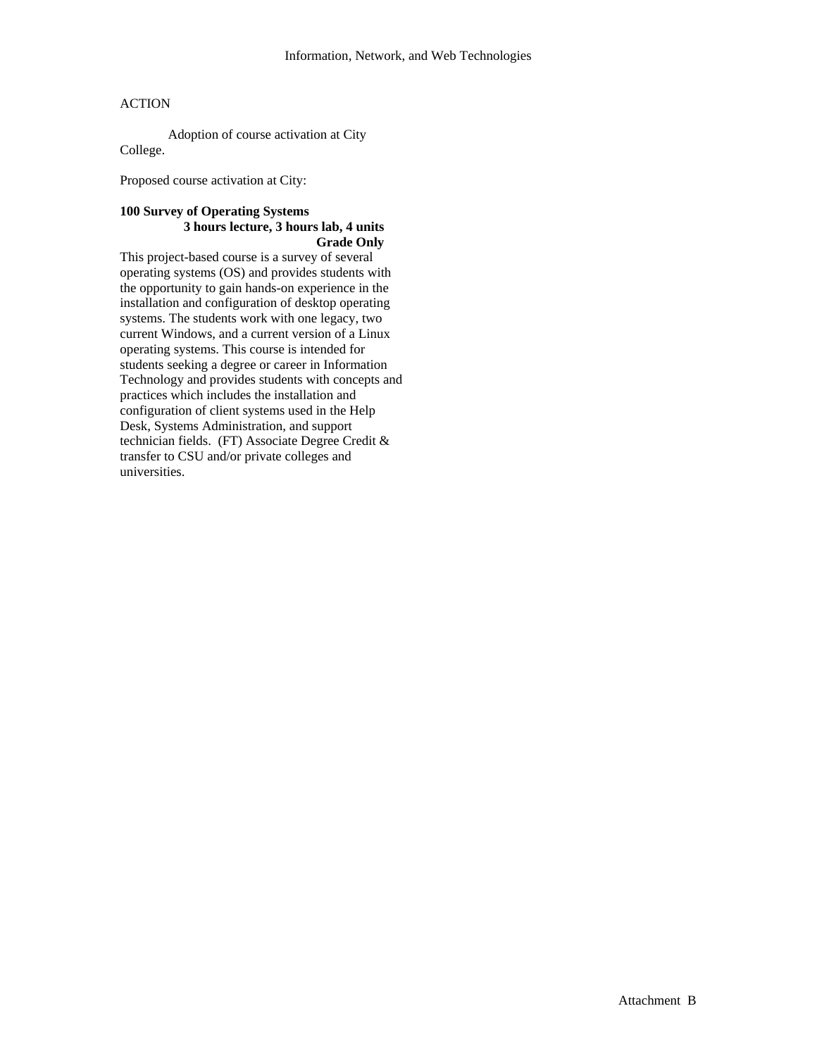Information, Network, and Web Technologies

ACTION

Adoption of course activation at City College.

Proposed course activation at City:

**100 Survey of Operating Systems**
**3 hours lecture, 3 hours lab, 4 units**
**Grade Only**

This project-based course is a survey of several operating systems (OS) and provides students with the opportunity to gain hands-on experience in the installation and configuration of desktop operating systems. The students work with one legacy, two current Windows, and a current version of a Linux operating systems. This course is intended for students seeking a degree or career in Information Technology and provides students with concepts and practices which includes the installation and configuration of client systems used in the Help Desk, Systems Administration, and support technician fields. (FT) Associate Degree Credit & transfer to CSU and/or private colleges and universities.

Attachment B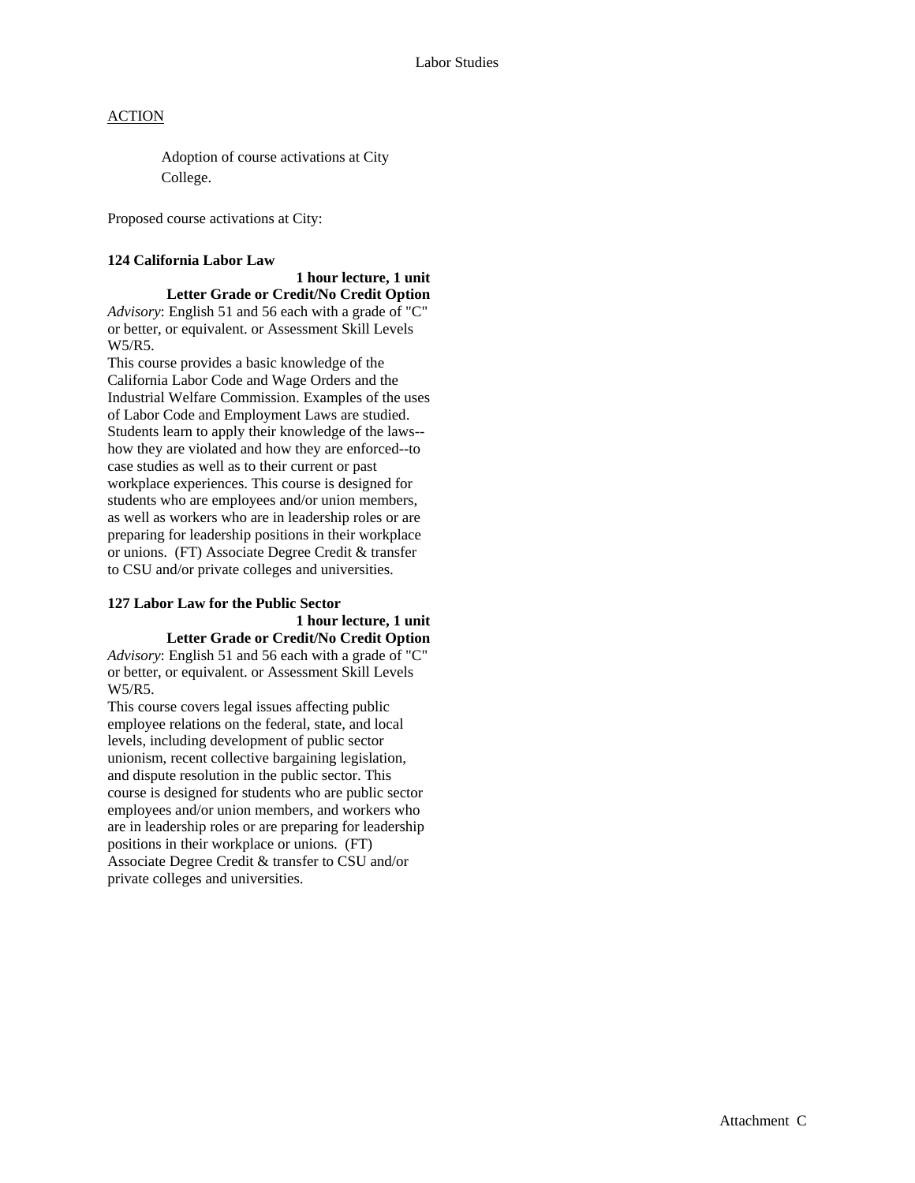Labor Studies

<u>ACTION</u>

Adoption of course activations at City College.

Proposed course activations at City:

**124 California Labor Law**

**1 hour lecture, 1 unit**
**Letter Grade or Credit/No Credit Option**

*Advisory*: English 51 and 56 each with a grade of "C" or better, or equivalent. or Assessment Skill Levels W5/R5.

This course provides a basic knowledge of the California Labor Code and Wage Orders and the Industrial Welfare Commission. Examples of the uses of Labor Code and Employment Laws are studied. Students learn to apply their knowledge of the laws--how they are violated and how they are enforced--to case studies as well as to their current or past workplace experiences. This course is designed for students who are employees and/or union members, as well as workers who are in leadership roles or are preparing for leadership positions in their workplace or unions. (FT) Associate Degree Credit & transfer to CSU and/or private colleges and universities.

**127 Labor Law for the Public Sector**

**1 hour lecture, 1 unit**
**Letter Grade or Credit/No Credit Option**

*Advisory*: English 51 and 56 each with a grade of "C" or better, or equivalent. or Assessment Skill Levels W5/R5.

This course covers legal issues affecting public employee relations on the federal, state, and local levels, including development of public sector unionism, recent collective bargaining legislation, and dispute resolution in the public sector. This course is designed for students who are public sector employees and/or union members, and workers who are in leadership roles or are preparing for leadership positions in their workplace or unions. (FT) Associate Degree Credit & transfer to CSU and/or private colleges and universities.

Attachment C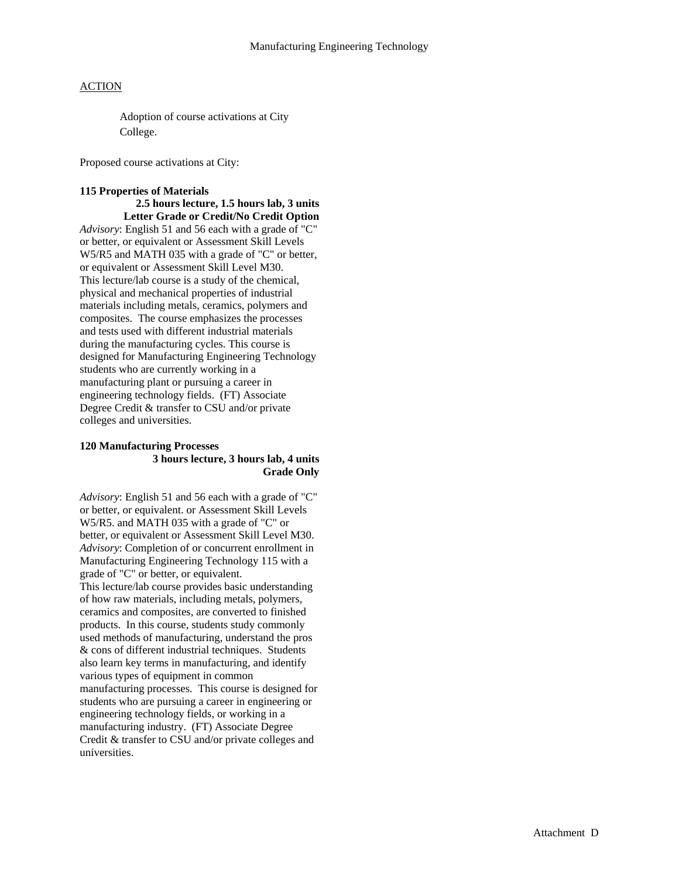Manufacturing Engineering Technology

ACTION

Adoption of course activations at City College.

Proposed course activations at City:

**115 Properties of Materials**
**2.5 hours lecture, 1.5 hours lab, 3 units**
**Letter Grade or Credit/No Credit Option**

*Advisory*: English 51 and 56 each with a grade of "C" or better, or equivalent or Assessment Skill Levels W5/R5 and MATH 035 with a grade of "C" or better, or equivalent or Assessment Skill Level M30.
This lecture/lab course is a study of the chemical, physical and mechanical properties of industrial materials including metals, ceramics, polymers and composites. The course emphasizes the processes and tests used with different industrial materials during the manufacturing cycles. This course is designed for Manufacturing Engineering Technology students who are currently working in a manufacturing plant or pursuing a career in engineering technology fields. (FT) Associate Degree Credit & transfer to CSU and/or private colleges and universities.

**120 Manufacturing Processes**
**3 hours lecture, 3 hours lab, 4 units**
**Grade Only**

*Advisory*: English 51 and 56 each with a grade of "C" or better, or equivalent. or Assessment Skill Levels W5/R5. and MATH 035 with a grade of "C" or better, or equivalent or Assessment Skill Level M30.
*Advisory*: Completion of or concurrent enrollment in Manufacturing Engineering Technology 115 with a grade of "C" or better, or equivalent.
This lecture/lab course provides basic understanding of how raw materials, including metals, polymers, ceramics and composites, are converted to finished products. In this course, students study commonly used methods of manufacturing, understand the pros & cons of different industrial techniques. Students also learn key terms in manufacturing, and identify various types of equipment in common manufacturing processes. This course is designed for students who are pursuing a career in engineering or engineering technology fields, or working in a manufacturing industry. (FT) Associate Degree Credit & transfer to CSU and/or private colleges and universities.

Attachment D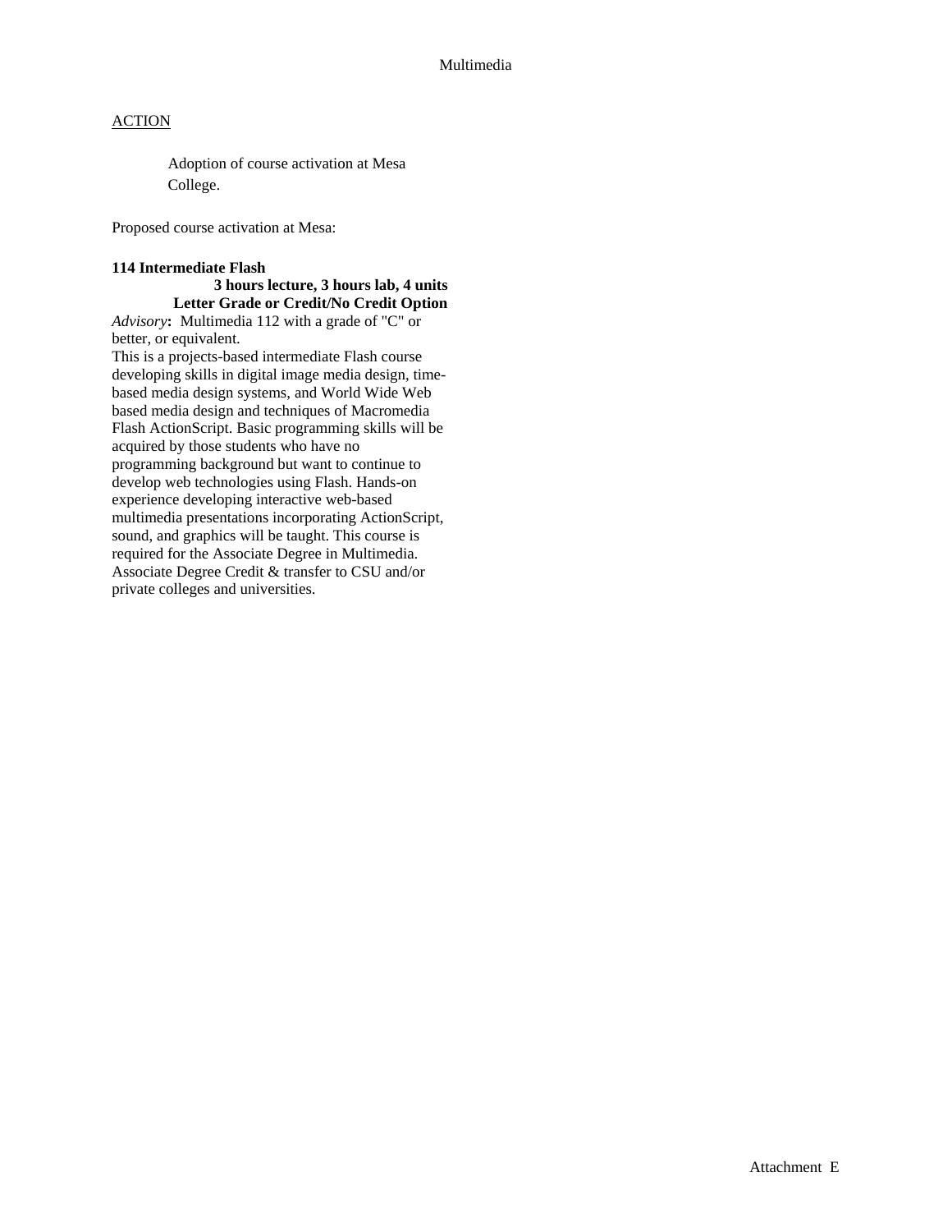Multimedia

<u>ACTION</u>

Adoption of course activation at Mesa College.

Proposed course activation at Mesa:

**114 Intermediate Flash**
**3 hours lecture, 3 hours lab, 4 units**
**Letter Grade or Credit/No Credit Option**

*Advisory***:** Multimedia 112 with a grade of "C" or better, or equivalent.

This is a projects-based intermediate Flash course developing skills in digital image media design, time-based media design systems, and World Wide Web based media design and techniques of Macromedia Flash ActionScript. Basic programming skills will be acquired by those students who have no programming background but want to continue to develop web technologies using Flash. Hands-on experience developing interactive web-based multimedia presentations incorporating ActionScript, sound, and graphics will be taught. This course is required for the Associate Degree in Multimedia. Associate Degree Credit & transfer to CSU and/or private colleges and universities.

Attachment E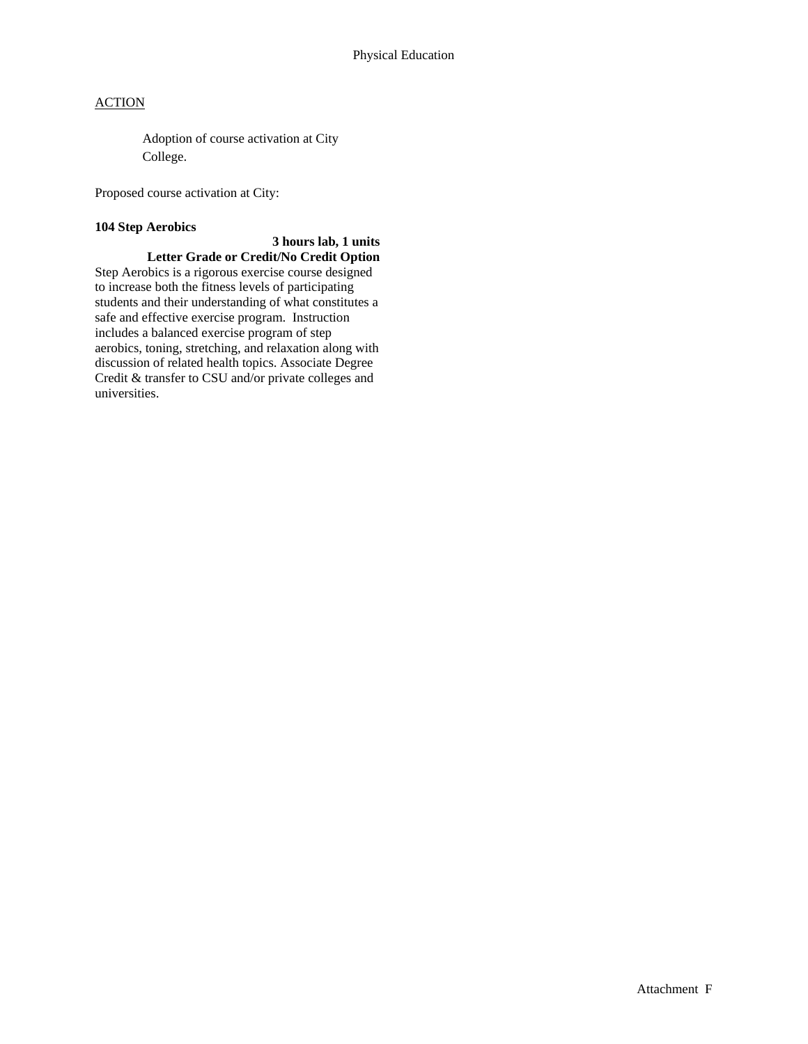Physical Education

<u>ACTION</u>

Adoption of course activation at City College.

Proposed course activation at City:

**104 Step Aerobics**

**3 hours lab, 1 units**
**Letter Grade or Credit/No Credit Option**

Step Aerobics is a rigorous exercise course designed to increase both the fitness levels of participating students and their understanding of what constitutes a safe and effective exercise program. Instruction includes a balanced exercise program of step aerobics, toning, stretching, and relaxation along with discussion of related health topics. Associate Degree Credit & transfer to CSU and/or private colleges and universities.

Attachment F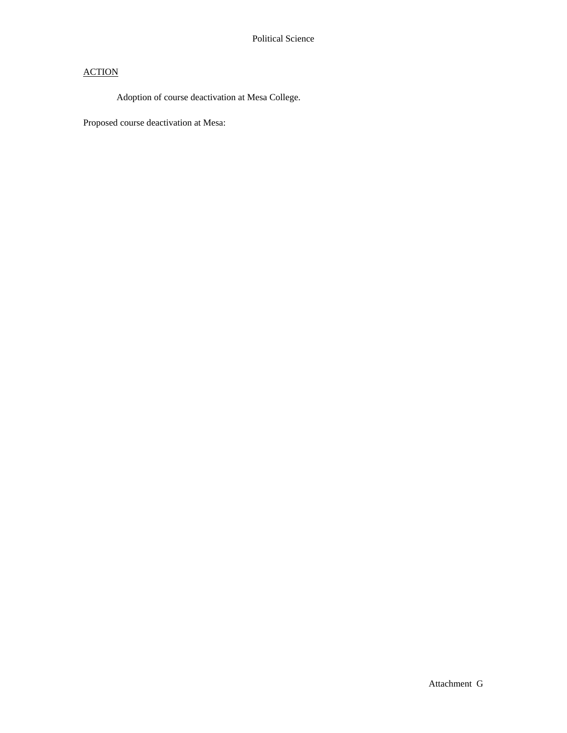Political Science

ACTION

Adoption of course deactivation at Mesa College.

Proposed course deactivation at Mesa:

Attachment G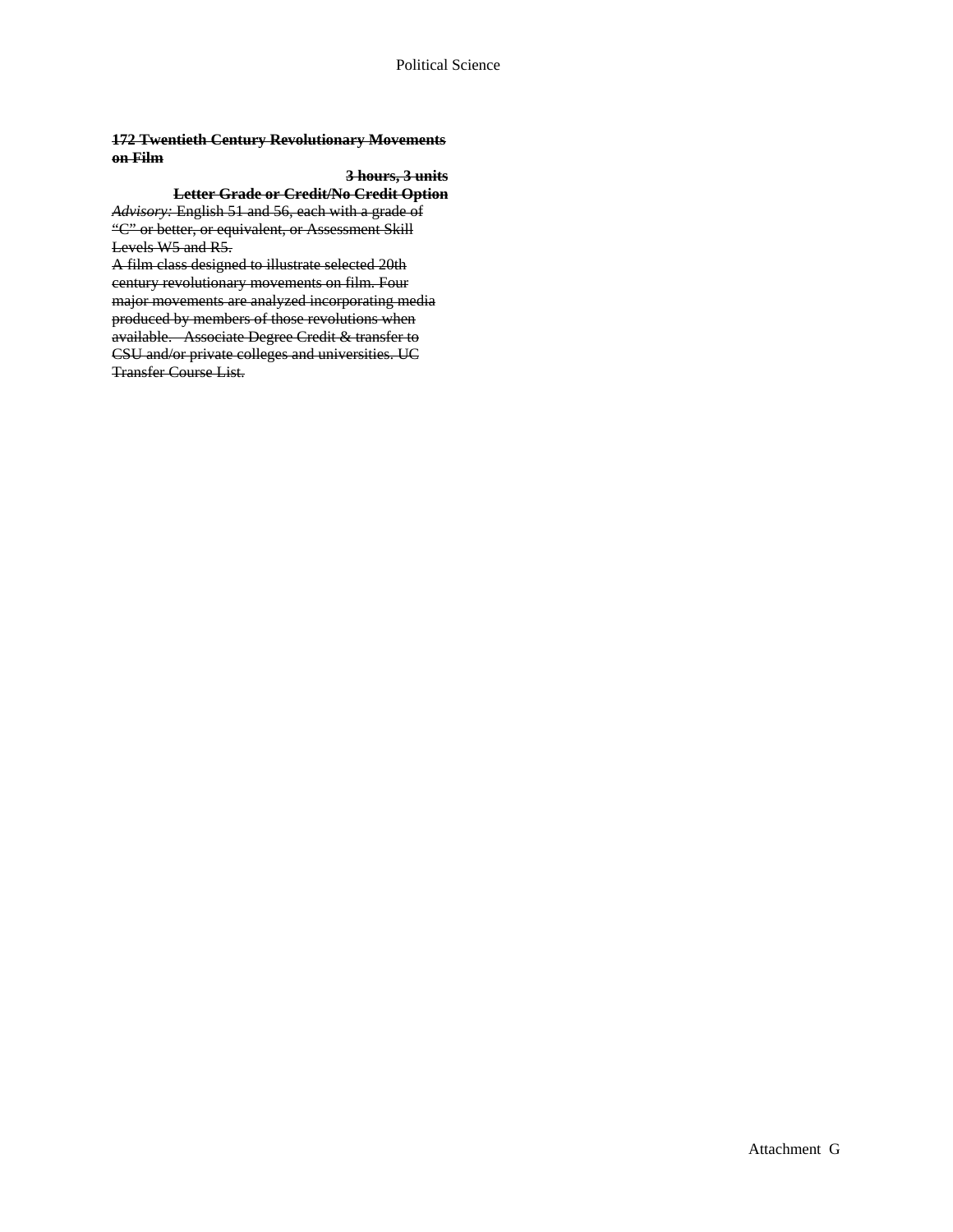~~**172 Twentieth Century Revolutionary Movements on Film**~~

~~**3 hours, 3 units**~~

~~**Letter Grade or Credit/No Credit Option**~~

~~*Advisory:* English 51 and 56, each with a grade of "C" or better, or equivalent, or Assessment Skill Levels W5 and R5.~~

~~A film class designed to illustrate selected 20th century revolutionary movements on film. Four major movements are analyzed incorporating media produced by members of those revolutions when available. Associate Degree Credit & transfer to CSU and/or private colleges and universities. UC Transfer Course List.~~